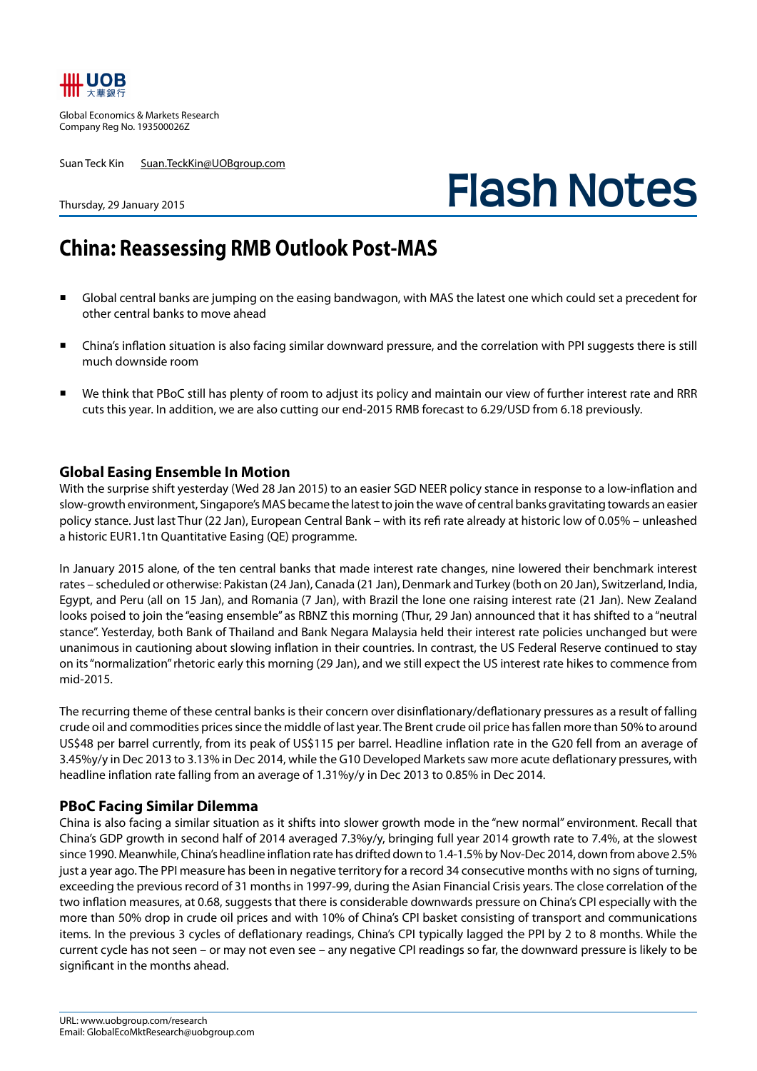UOB 大華銀行

Global Economics & Markets Research
Company Reg No. 193500026Z

Suan Teck Kin Suan.TeckKin@UOBgroup.com

Thursday, 29 January 2015

# Flash Notes

## China: Reassessing RMB Outlook Post-MAS

- Global central banks are jumping on the easing bandwagon, with MAS the latest one which could set a precedent for other central banks to move ahead
- China's inflation situation is also facing similar downward pressure, and the correlation with PPI suggests there is still much downside room
- We think that PBoC still has plenty of room to adjust its policy and maintain our view of further interest rate and RRR cuts this year. In addition, we are also cutting our end-2015 RMB forecast to 6.29/USD from 6.18 previously.

### Global Easing Ensemble In Motion

With the surprise shift yesterday (Wed 28 Jan 2015) to an easier SGD NEER policy stance in response to a low-inflation and slow-growth environment, Singapore's MAS became the latest to join the wave of central banks gravitating towards an easier policy stance. Just last Thur (22 Jan), European Central Bank – with its refi rate already at historic low of 0.05% – unleashed a historic EUR1.1tn Quantitative Easing (QE) programme.

In January 2015 alone, of the ten central banks that made interest rate changes, nine lowered their benchmark interest rates – scheduled or otherwise: Pakistan (24 Jan), Canada (21 Jan), Denmark and Turkey (both on 20 Jan), Switzerland, India, Egypt, and Peru (all on 15 Jan), and Romania (7 Jan), with Brazil the lone one raising interest rate (21 Jan). New Zealand looks poised to join the "easing ensemble" as RBNZ this morning (Thur, 29 Jan) announced that it has shifted to a "neutral stance". Yesterday, both Bank of Thailand and Bank Negara Malaysia held their interest rate policies unchanged but were unanimous in cautioning about slowing inflation in their countries. In contrast, the US Federal Reserve continued to stay on its "normalization" rhetoric early this morning (29 Jan), and we still expect the US interest rate hikes to commence from mid-2015.

The recurring theme of these central banks is their concern over disinflationary/deflationary pressures as a result of falling crude oil and commodities prices since the middle of last year. The Brent crude oil price has fallen more than 50% to around US$48 per barrel currently, from its peak of US$115 per barrel. Headline inflation rate in the G20 fell from an average of 3.45%y/y in Dec 2013 to 3.13% in Dec 2014, while the G10 Developed Markets saw more acute deflationary pressures, with headline inflation rate falling from an average of 1.31%y/y in Dec 2013 to 0.85% in Dec 2014.

### PBoC Facing Similar Dilemma

China is also facing a similar situation as it shifts into slower growth mode in the "new normal" environment. Recall that China's GDP growth in second half of 2014 averaged 7.3%y/y, bringing full year 2014 growth rate to 7.4%, at the slowest since 1990. Meanwhile, China's headline inflation rate has drifted down to 1.4-1.5% by Nov-Dec 2014, down from above 2.5% just a year ago. The PPI measure has been in negative territory for a record 34 consecutive months with no signs of turning, exceeding the previous record of 31 months in 1997-99, during the Asian Financial Crisis years. The close correlation of the two inflation measures, at 0.68, suggests that there is considerable downwards pressure on China's CPI especially with the more than 50% drop in crude oil prices and with 10% of China's CPI basket consisting of transport and communications items. In the previous 3 cycles of deflationary readings, China's CPI typically lagged the PPI by 2 to 8 months. While the current cycle has not seen – or may not even see – any negative CPI readings so far, the downward pressure is likely to be significant in the months ahead.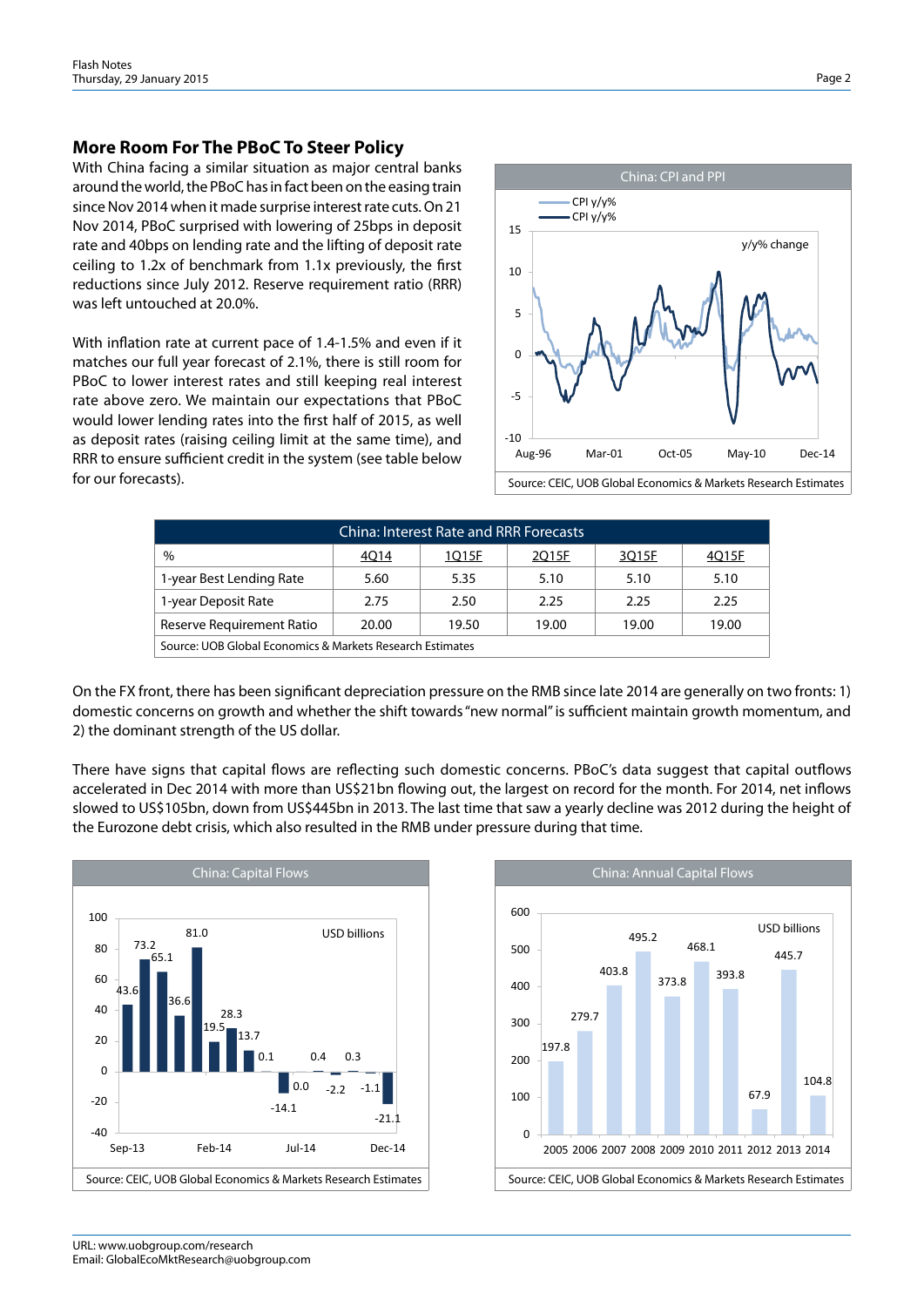## More Room For The PBoC To Steer Policy

With China facing a similar situation as major central banks around the world, the PBoC has in fact been on the easing train since Nov 2014 when it made surprise interest rate cuts. On 21 Nov 2014, PBoC surprised with lowering of 25bps in deposit rate and 40bps on lending rate and the lifting of deposit rate ceiling to 1.2x of benchmark from 1.1x previously, the first reductions since July 2012. Reserve requirement ratio (RRR) was left untouched at 20.0%.

With inflation rate at current pace of 1.4-1.5% and even if it matches our full year forecast of 2.1%, there is still room for PBoC to lower interest rates and still keeping real interest rate above zero. We maintain our expectations that PBoC would lower lending rates into the first half of 2015, as well as deposit rates (raising ceiling limit at the same time), and RRR to ensure sufficient credit in the system (see table below for our forecasts).

China: CPI and PPI

Source: CEIC, UOB Global Economics & Markets Research Estimates

| China: Interest Rate and RRR Forecasts | | | | | |
|---|---|---|---|---|---|
| % | 4Q14 | 1Q15F | 2Q15F | 3Q15F | 4Q15F |
| 1-year Best Lending Rate | 5.60 | 5.35 | 5.10 | 5.10 | 5.10 |
| 1-year Deposit Rate | 2.75 | 2.50 | 2.25 | 2.25 | 2.25 |
| Reserve Requirement Ratio | 20.00 | 19.50 | 19.00 | 19.00 | 19.00 |

Source: UOB Global Economics & Markets Research Estimates

On the FX front, there has been significant depreciation pressure on the RMB since late 2014 are generally on two fronts: 1) domestic concerns on growth and whether the shift towards "new normal" is sufficient maintain growth momentum, and 2) the dominant strength of the US dollar.

There have signs that capital flows are reflecting such domestic concerns. PBoC's data suggest that capital outflows accelerated in Dec 2014 with more than US$21bn flowing out, the largest on record for the month. For 2014, net inflows slowed to US$105bn, down from US$445bn in 2013. The last time that saw a yearly decline was 2012 during the height of the Eurozone debt crisis, which also resulted in the RMB under pressure during that time.

China: Capital Flows

Source: CEIC, UOB Global Economics & Markets Research Estimates

China: Annual Capital Flows

Source: CEIC, UOB Global Economics & Markets Research Estimates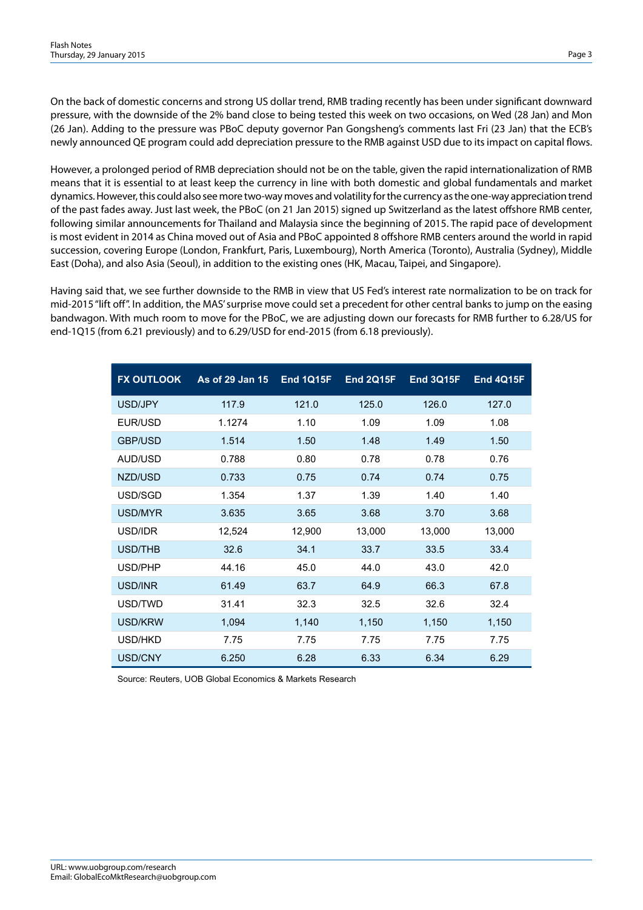On the back of domestic concerns and strong US dollar trend, RMB trading recently has been under significant downward pressure, with the downside of the 2% band close to being tested this week on two occasions, on Wed (28 Jan) and Mon (26 Jan). Adding to the pressure was PBoC deputy governor Pan Gongsheng's comments last Fri (23 Jan) that the ECB's newly announced QE program could add depreciation pressure to the RMB against USD due to its impact on capital flows.

However, a prolonged period of RMB depreciation should not be on the table, given the rapid internationalization of RMB means that it is essential to at least keep the currency in line with both domestic and global fundamentals and market dynamics. However, this could also see more two-way moves and volatility for the currency as the one-way appreciation trend of the past fades away. Just last week, the PBoC (on 21 Jan 2015) signed up Switzerland as the latest offshore RMB center, following similar announcements for Thailand and Malaysia since the beginning of 2015. The rapid pace of development is most evident in 2014 as China moved out of Asia and PBoC appointed 8 offshore RMB centers around the world in rapid succession, covering Europe (London, Frankfurt, Paris, Luxembourg), North America (Toronto), Australia (Sydney), Middle East (Doha), and also Asia (Seoul), in addition to the existing ones (HK, Macau, Taipei, and Singapore).

Having said that, we see further downside to the RMB in view that US Fed's interest rate normalization to be on track for mid-2015 "lift off". In addition, the MAS' surprise move could set a precedent for other central banks to jump on the easing bandwagon. With much room to move for the PBoC, we are adjusting down our forecasts for RMB further to 6.28/US for end-1Q15 (from 6.21 previously) and to 6.29/USD for end-2015 (from 6.18 previously).

| FX OUTLOOK | As of 29 Jan 15 | End 1Q15F | End 2Q15F | End 3Q15F | End 4Q15F |
|---|---|---|---|---|---|
| USD/JPY | 117.9 | 121.0 | 125.0 | 126.0 | 127.0 |
| EUR/USD | 1.1274 | 1.10 | 1.09 | 1.09 | 1.08 |
| GBP/USD | 1.514 | 1.50 | 1.48 | 1.49 | 1.50 |
| AUD/USD | 0.788 | 0.80 | 0.78 | 0.78 | 0.76 |
| NZD/USD | 0.733 | 0.75 | 0.74 | 0.74 | 0.75 |
| USD/SGD | 1.354 | 1.37 | 1.39 | 1.40 | 1.40 |
| USD/MYR | 3.635 | 3.65 | 3.68 | 3.70 | 3.68 |
| USD/IDR | 12,524 | 12,900 | 13,000 | 13,000 | 13,000 |
| USD/THB | 32.6 | 34.1 | 33.7 | 33.5 | 33.4 |
| USD/PHP | 44.16 | 45.0 | 44.0 | 43.0 | 42.0 |
| USD/INR | 61.49 | 63.7 | 64.9 | 66.3 | 67.8 |
| USD/TWD | 31.41 | 32.3 | 32.5 | 32.6 | 32.4 |
| USD/KRW | 1,094 | 1,140 | 1,150 | 1,150 | 1,150 |
| USD/HKD | 7.75 | 7.75 | 7.75 | 7.75 | 7.75 |
| USD/CNY | 6.250 | 6.28 | 6.33 | 6.34 | 6.29 |

Source: Reuters, UOB Global Economics & Markets Research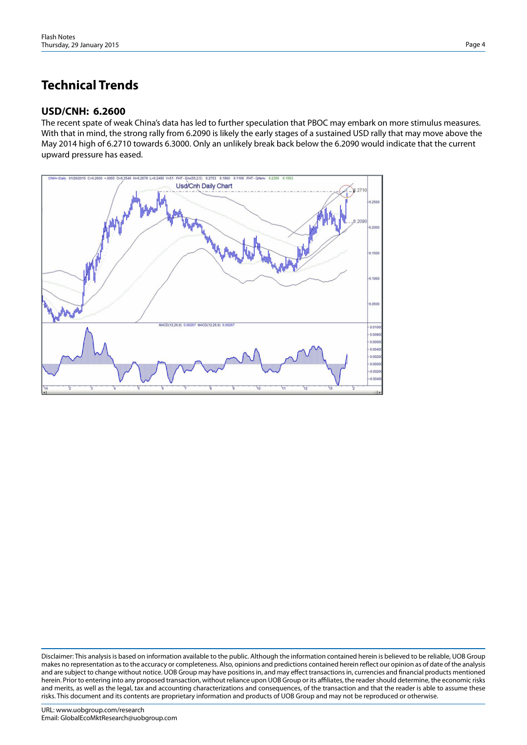## Technical Trends

### USD/CNH: 6.2600

The recent spate of weak China's data has led to further speculation that PBOC may embark on more stimulus measures. With that in mind, the strong rally from 6.2090 is likely the early stages of a sustained USD rally that may move above the May 2014 high of 6.2710 towards 6.3000. Only an unlikely break back below the 6.2090 would indicate that the current upward pressure has eased.

CNH=-Daily 01/26/2015 C=6.2600 +.0065 O=6.2540 H=6.2679 L=6.2490 V=51 FHT - Ema(55,2.5) 6.2753 6.1960 6.1166 FHT - Qrtenv 6.2356 6.1563

Usd/Cnh Daily Chart

6.2710

6.2090

6.2500
6.2000
6.1500
6.1000
6.0500

MACD(12,26,9) 0.00267 MACD(12,26,9) 0.00267

0.01000
0.00800
0.00600
0.00400
0.00200
0.00000
-0.00200
-0.00400

14 2 3 4 5 6 7 8 9 10 11 12 15 2

Disclaimer: This analysis is based on information available to the public. Although the information contained herein is believed to be reliable, UOB Group makes no representation as to the accuracy or completeness. Also, opinions and predictions contained herein reflect our opinion as of date of the analysis and are subject to change without notice. UOB Group may have positions in, and may effect transactions in, currencies and financial products mentioned herein. Prior to entering into any proposed transaction, without reliance upon UOB Group or its affiliates, the reader should determine, the economic risks and merits, as well as the legal, tax and accounting characterizations and consequences, of the transaction and that the reader is able to assume these risks. This document and its contents are proprietary information and products of UOB Group and may not be reproduced or otherwise.

URL: www.uobgroup.com/research
Email: GlobalEcoMktResearch@uobgroup.com